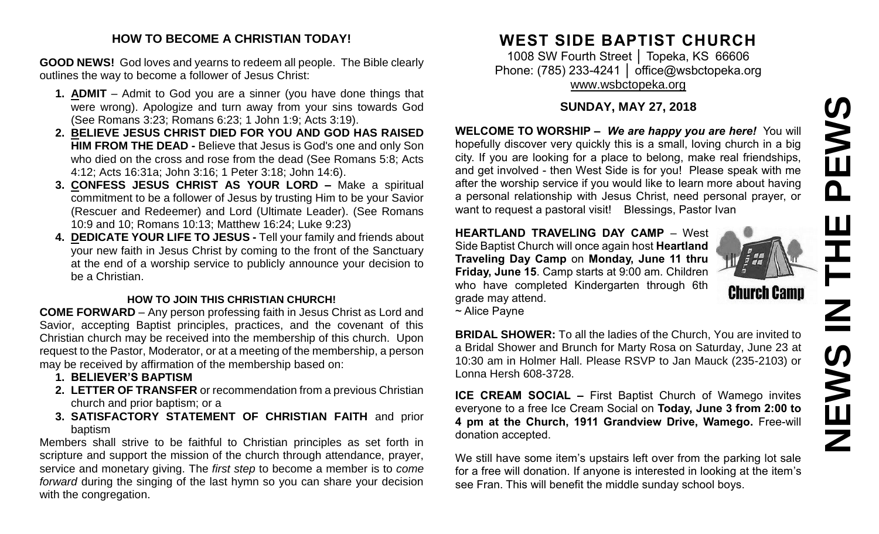## HOW TO BECOME A CHRISTIAN TODAY!

**GOOD NEWS!** God loves and yearns to redeem all people. The Bible clearly outlines the way to become a follower of Jesus Christ:

1. **ADMIT** – Admit to God you are a sinner (you have done things that were wrong). Apologize and turn away from your sins towards God (See Romans 3:23; Romans 6:23; 1 John 1:9; Acts 3:19).
2. **BELIEVE JESUS CHRIST DIED FOR YOU AND GOD HAS RAISED HIM FROM THE DEAD -** Believe that Jesus is God's one and only Son who died on the cross and rose from the dead (See Romans 5:8; Acts 4:12; Acts 16:31a; John 3:16; 1 Peter 3:18; John 14:6).
3. **CONFESS JESUS CHRIST AS YOUR LORD –** Make a spiritual commitment to be a follower of Jesus by trusting Him to be your Savior (Rescuer and Redeemer) and Lord (Ultimate Leader). (See Romans 10:9 and 10; Romans 10:13; Matthew 16:24; Luke 9:23)
4. **DEDICATE YOUR LIFE TO JESUS -** Tell your family and friends about your new faith in Jesus Christ by coming to the front of the Sanctuary at the end of a worship service to publicly announce your decision to be a Christian.

### HOW TO JOIN THIS CHRISTIAN CHURCH!

**COME FORWARD** – Any person professing faith in Jesus Christ as Lord and Savior, accepting Baptist principles, practices, and the covenant of this Christian church may be received into the membership of this church. Upon request to the Pastor, Moderator, or at a meeting of the membership, a person may be received by affirmation of the membership based on:

1. **BELIEVER'S BAPTISM**
2. **LETTER OF TRANSFER** or recommendation from a previous Christian church and prior baptism; or a
3. **SATISFACTORY STATEMENT OF CHRISTIAN FAITH** and prior baptism

Members shall strive to be faithful to Christian principles as set forth in scripture and support the mission of the church through attendance, prayer, service and monetary giving. The *first step* to become a member is to *come forward* during the singing of the last hymn so you can share your decision with the congregation.

# WEST SIDE BAPTIST CHURCH

1008 SW Fourth Street │ Topeka, KS 66606
Phone: (785) 233-4241 │ office@wsbctopeka.org
www.wsbctopeka.org

### SUNDAY, MAY 27, 2018

**WELCOME TO WORSHIP –** ***We are happy you are here!*** You will hopefully discover very quickly this is a small, loving church in a big city. If you are looking for a place to belong, make real friendships, and get involved - then West Side is for you! Please speak with me after the worship service if you would like to learn more about having a personal relationship with Jesus Christ, need personal prayer, or want to request a pastoral visit! Blessings, Pastor Ivan

**HEARTLAND TRAVELING DAY CAMP** – West Side Baptist Church will once again host **Heartland Traveling Day Camp** on **Monday, June 11 thru Friday, June 15**. Camp starts at 9:00 am. Children who have completed Kindergarten through 6th grade may attend.
~ Alice Payne

**BRIDAL SHOWER:** To all the ladies of the Church, You are invited to a Bridal Shower and Brunch for Marty Rosa on Saturday, June 23 at 10:30 am in Holmer Hall. Please RSVP to Jan Mauck (235-2103) or Lonna Hersh 608-3728.

**ICE CREAM SOCIAL –** First Baptist Church of Wamego invites everyone to a free Ice Cream Social on **Today, June 3 from 2:00 to 4 pm at the Church, 1911 Grandview Drive, Wamego.** Free-will donation accepted.

We still have some item's upstairs left over from the parking lot sale for a free will donation. If anyone is interested in looking at the item's see Fran. This will benefit the middle sunday school boys.

# NEWS IN THE PEWS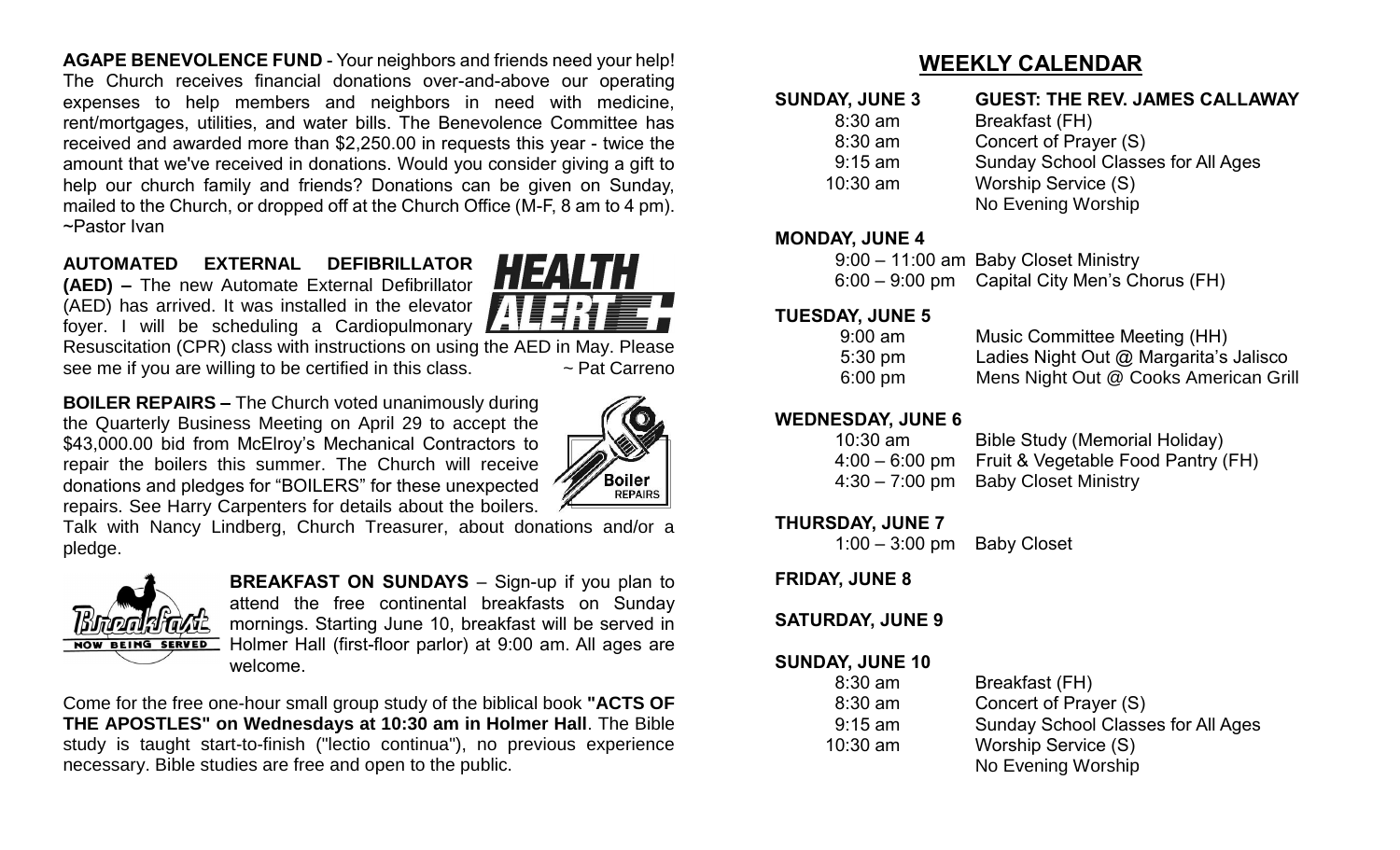**AGAPE BENEVOLENCE FUND** - Your neighbors and friends need your help! The Church receives financial donations over-and-above our operating expenses to help members and neighbors in need with medicine, rent/mortgages, utilities, and water bills. The Benevolence Committee has received and awarded more than $2,250.00 in requests this year - twice the amount that we've received in donations. Would you consider giving a gift to help our church family and friends? Donations can be given on Sunday, mailed to the Church, or dropped off at the Church Office (M-F, 8 am to 4 pm). ~Pastor Ivan

**AUTOMATED EXTERNAL DEFIBRILLATOR (AED) –** The new Automate External Defibrillator (AED) has arrived. It was installed in the elevator foyer. I will be scheduling a Cardiopulmonary Resuscitation (CPR) class with instructions on using the AED in May. Please see me if you are willing to be certified in this class. ~ Pat Carreno

**BOILER REPAIRS –** The Church voted unanimously during the Quarterly Business Meeting on April 29 to accept the $43,000.00 bid from McElroy's Mechanical Contractors to repair the boilers this summer. The Church will receive donations and pledges for "BOILERS" for these unexpected repairs. See Harry Carpenters for details about the boilers. Talk with Nancy Lindberg, Church Treasurer, about donations and/or a pledge.

**BREAKFAST ON SUNDAYS** – Sign-up if you plan to attend the free continental breakfasts on Sunday mornings. Starting June 10, breakfast will be served in Holmer Hall (first-floor parlor) at 9:00 am. All ages are welcome.

Come for the free one-hour small group study of the biblical book **"ACTS OF THE APOSTLES" on Wednesdays at 10:30 am in Holmer Hall**. The Bible study is taught start-to-finish ("lectio continua"), no previous experience necessary. Bible studies are free and open to the public.

## WEEKLY CALENDAR

**SUNDAY, JUNE 3** — **GUEST: THE REV. JAMES CALLAWAY**

- 8:30 am — Breakfast (FH)
- 8:30 am — Concert of Prayer (S)
- 9:15 am — Sunday School Classes for All Ages
- 10:30 am — Worship Service (S)
- No Evening Worship

**MONDAY, JUNE 4**

- 9:00 – 11:00 am — Baby Closet Ministry
- 6:00 – 9:00 pm — Capital City Men's Chorus (FH)

**TUESDAY, JUNE 5**

- 9:00 am — Music Committee Meeting (HH)
- 5:30 pm — Ladies Night Out @ Margarita's Jalisco
- 6:00 pm — Mens Night Out @ Cooks American Grill

**WEDNESDAY, JUNE 6**

- 10:30 am — Bible Study (Memorial Holiday)
- 4:00 – 6:00 pm — Fruit & Vegetable Food Pantry (FH)
- 4:30 – 7:00 pm — Baby Closet Ministry

**THURSDAY, JUNE 7**

- 1:00 – 3:00 pm — Baby Closet

**FRIDAY, JUNE 8**

**SATURDAY, JUNE 9**

**SUNDAY, JUNE 10**

- 8:30 am — Breakfast (FH)
- 8:30 am — Concert of Prayer (S)
- 9:15 am — Sunday School Classes for All Ages
- 10:30 am — Worship Service (S)
- No Evening Worship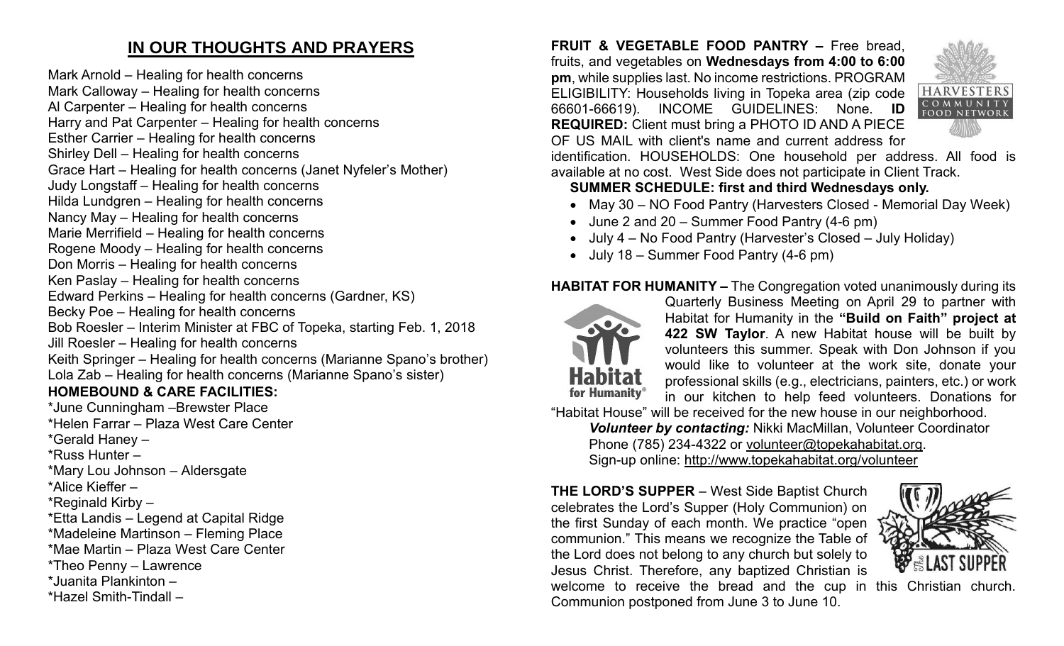## IN OUR THOUGHTS AND PRAYERS

Mark Arnold – Healing for health concerns
Mark Calloway – Healing for health concerns
Al Carpenter – Healing for health concerns
Harry and Pat Carpenter – Healing for health concerns
Esther Carrier – Healing for health concerns
Shirley Dell – Healing for health concerns
Grace Hart – Healing for health concerns (Janet Nyfeler's Mother)
Judy Longstaff – Healing for health concerns
Hilda Lundgren – Healing for health concerns
Nancy May – Healing for health concerns
Marie Merrifield – Healing for health concerns
Rogene Moody – Healing for health concerns
Don Morris – Healing for health concerns
Ken Paslay – Healing for health concerns
Edward Perkins – Healing for health concerns (Gardner, KS)
Becky Poe – Healing for health concerns
Bob Roesler – Interim Minister at FBC of Topeka, starting Feb. 1, 2018
Jill Roesler – Healing for health concerns
Keith Springer – Healing for health concerns (Marianne Spano's brother)
Lola Zab – Healing for health concerns (Marianne Spano's sister)

**HOMEBOUND & CARE FACILITIES:**

*June Cunningham –Brewster Place
*Helen Farrar – Plaza West Care Center
*Gerald Haney –
*Russ Hunter –
*Mary Lou Johnson – Aldersgate
*Alice Kieffer –
*Reginald Kirby –
*Etta Landis – Legend at Capital Ridge
*Madeleine Martinson – Fleming Place
*Mae Martin – Plaza West Care Center
*Theo Penny – Lawrence
*Juanita Plankinton –
*Hazel Smith-Tindall –

**FRUIT & VEGETABLE FOOD PANTRY –** Free bread, fruits, and vegetables on **Wednesdays from 4:00 to 6:00 pm**, while supplies last. No income restrictions. PROGRAM ELIGIBILITY: Households living in Topeka area (zip code 66601-66619). INCOME GUIDELINES: None. **ID REQUIRED:** Client must bring a PHOTO ID AND A PIECE OF US MAIL with client's name and current address for identification. HOUSEHOLDS: One household per address. All food is available at no cost. West Side does not participate in Client Track.

**SUMMER SCHEDULE: first and third Wednesdays only.**

- May 30 – NO Food Pantry (Harvesters Closed - Memorial Day Week)
- June 2 and 20 – Summer Food Pantry (4-6 pm)
- July 4 – No Food Pantry (Harvester's Closed – July Holiday)
- July 18 – Summer Food Pantry (4-6 pm)

**HABITAT FOR HUMANITY –** The Congregation voted unanimously during its Quarterly Business Meeting on April 29 to partner with Habitat for Humanity in the **"Build on Faith" project at 422 SW Taylor**. A new Habitat house will be built by volunteers this summer. Speak with Don Johnson if you would like to volunteer at the work site, donate your professional skills (e.g., electricians, painters, etc.) or work in our kitchen to help feed volunteers. Donations for "Habitat House" will be received for the new house in our neighborhood.

***Volunteer by contacting:*** Nikki MacMillan, Volunteer Coordinator
Phone (785) 234-4322 or volunteer@topekahabitat.org.
Sign-up online: http://www.topekahabitat.org/volunteer

**THE LORD'S SUPPER** – West Side Baptist Church celebrates the Lord's Supper (Holy Communion) on the first Sunday of each month. We practice "open communion." This means we recognize the Table of the Lord does not belong to any church but solely to Jesus Christ. Therefore, any baptized Christian is welcome to receive the bread and the cup in this Christian church. Communion postponed from June 3 to June 10.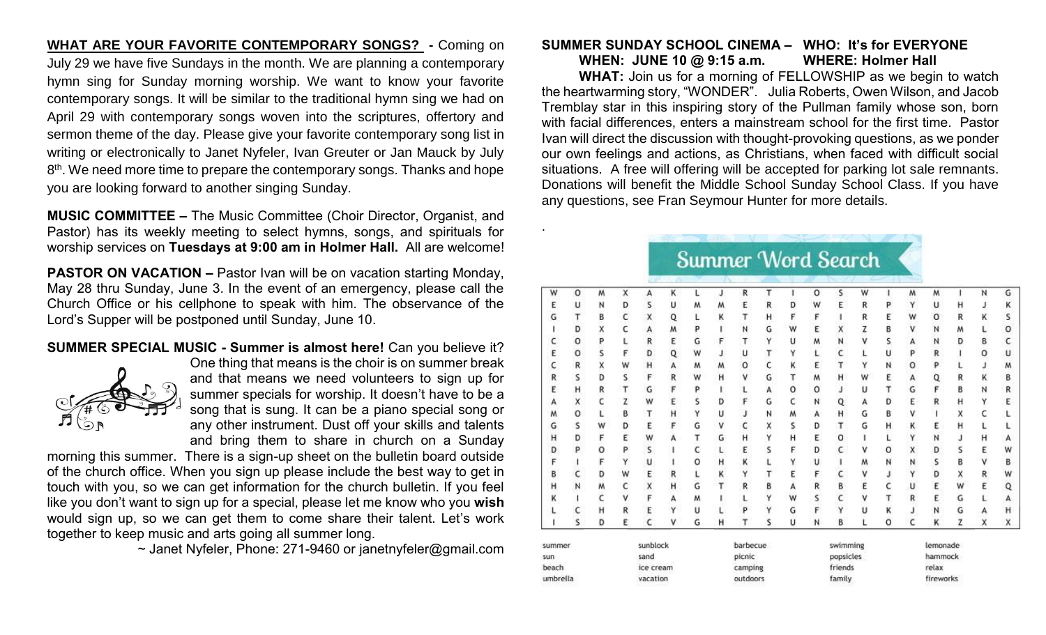**WHAT ARE YOUR FAVORITE CONTEMPORARY SONGS? -** Coming on July 29 we have five Sundays in the month. We are planning a contemporary hymn sing for Sunday morning worship. We want to know your favorite contemporary songs. It will be similar to the traditional hymn sing we had on April 29 with contemporary songs woven into the scriptures, offertory and sermon theme of the day. Please give your favorite contemporary song list in writing or electronically to Janet Nyfeler, Ivan Greuter or Jan Mauck by July 8th. We need more time to prepare the contemporary songs. Thanks and hope you are looking forward to another singing Sunday.

**MUSIC COMMITTEE –** The Music Committee (Choir Director, Organist, and Pastor) has its weekly meeting to select hymns, songs, and spirituals for worship services on **Tuesdays at 9:00 am in Holmer Hall.** All are welcome!

**PASTOR ON VACATION –** Pastor Ivan will be on vacation starting Monday, May 28 thru Sunday, June 3. In the event of an emergency, please call the Church Office or his cellphone to speak with him. The observance of the Lord's Supper will be postponed until Sunday, June 10.

**SUMMER SPECIAL MUSIC - Summer is almost here!** Can you believe it? One thing that means is the choir is on summer break and that means we need volunteers to sign up for summer specials for worship. It doesn't have to be a song that is sung. It can be a piano special song or any other instrument. Dust off your skills and talents and bring them to share in church on a Sunday morning this summer. There is a sign-up sheet on the bulletin board outside of the church office. When you sign up please include the best way to get in touch with you, so we can get information for the church bulletin. If you feel like you don't want to sign up for a special, please let me know who you **wish** would sign up, so we can get them to come share their talent. Let's work together to keep music and arts going all summer long.

~ Janet Nyfeler, Phone: 271-9460 or janetnyfeler@gmail.com

**SUMMER SUNDAY SCHOOL CINEMA – WHO: It's for EVERYONE**
**WHEN: JUNE 10 @ 9:15 a.m. WHERE: Holmer Hall**

**WHAT:** Join us for a morning of FELLOWSHIP as we begin to watch the heartwarming story, "WONDER". Julia Roberts, Owen Wilson, and Jacob Tremblay star in this inspiring story of the Pullman family whose son, born with facial differences, enters a mainstream school for the first time. Pastor Ivan will direct the discussion with thought-provoking questions, as we ponder our own feelings and actions, as Christians, when faced with difficult social situations. A free will offering will be accepted for parking lot sale remnants. Donations will benefit the Middle School Sunday School Class. If you have any questions, see Fran Seymour Hunter for more details.

## Summer Word Search

| | | | | | | | | | | | | | | | | | | | |
|---|---|---|---|---|---|---|---|---|---|---|---|---|---|---|---|---|---|---|---|
| W | O | M | X | A | K | L | J | R | T | I | O | S | W | I | M | M | I | N | G |
| E | U | N | D | S | U | M | M | E | R | D | W | E | R | P | Y | U | H | J | K |
| G | T | B | C | X | Q | L | K | T | H | F | F | I | R | E | W | O | R | K | S |
| I | D | X | C | A | M | P | I | N | G | W | E | X | Z | B | V | N | M | L | O |
| C | O | P | L | R | E | G | F | T | Y | U | M | N | V | S | A | N | D | B | C |
| E | O | S | F | D | Q | W | J | U | T | Y | L | C | L | U | P | R | I | O | U |
| C | R | X | W | H | A | M | M | O | C | K | E | T | Y | N | O | P | L | J | M |
| R | S | D | S | F | R | W | H | V | G | T | M | H | W | E | A | Q | R | K | B |
| E | H | R | T | G | F | P | I | L | A | O | O | J | U | T | G | F | B | N | R |
| A | X | C | Z | W | E | S | D | F | G | C | N | Q | A | D | E | R | H | Y | E |
| M | O | L | B | T | H | Y | U | J | N | M | A | H | G | B | V | I | X | C | L |
| G | S | W | D | E | F | G | V | C | X | S | D | T | G | H | K | E | H | L | L |
| H | D | F | E | W | A | T | G | H | Y | H | E | O | I | L | Y | N | J | H | A |
| D | P | O | P | S | I | C | L | E | S | F | D | C | V | O | X | D | S | E | W |
| F | I | F | Y | U | I | O | H | K | L | Y | U | I | M | N | N | S | B | V | B |
| B | C | D | W | E | R | L | K | Y | T | E | F | C | V | J | Y | D | X | R | W |
| H | N | M | C | X | H | G | T | R | B | A | R | B | E | C | U | E | W | E | Q |
| K | I | C | V | F | A | M | I | L | Y | W | S | C | V | T | R | E | G | L | A |
| L | C | H | R | E | Y | U | L | P | Y | G | F | Y | U | K | J | N | G | A | H |
| I | S | D | E | C | V | G | H | T | S | U | N | B | L | O | C | K | Z | X | X |

| | | | | |
|---|---|---|---|---|
| summer | sunblock | barbecue | swimming | lemonade |
| sun | sand | picnic | popsicles | hammock |
| beach | ice cream | camping | friends | relax |
| umbrella | vacation | outdoors | family | fireworks |